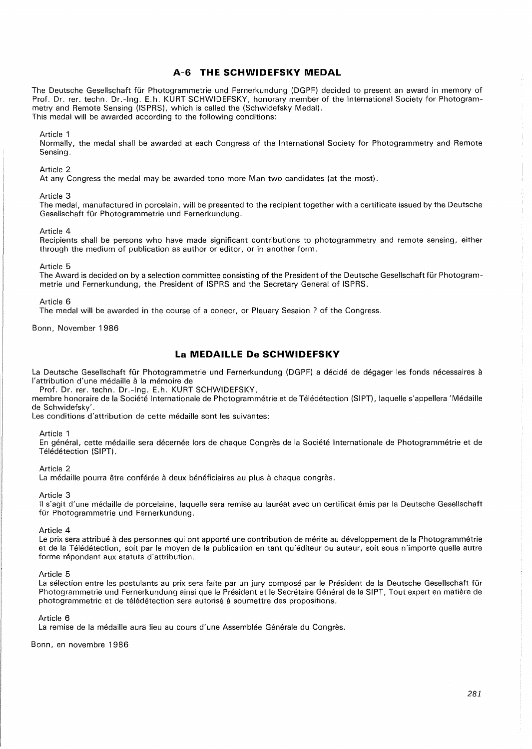## A-6 THE SCHWIDEFSKY MEDAL

The Deutsche Gesellschaft für Photogrammetrie und Fernerkundung (DGPF) decided to present an award in memory of Prof. Dr. rer. techn. Dr.-Ing. E.h. KURT SCHWIDEFSKY, honorary member of the International Society for Photogrammetry and Remote Sensing (ISPRS), which is called the (Schwidefsky Medal).
This medal will be awarded according to the following conditions:

Article 1
Normally, the medal shall be awarded at each Congress of the International Society for Photogrammetry and Remote Sensing.

Article 2
At any Congress the medal may be awarded tono more Man two candidates (at the most).

Article 3
The medal, manufactured in porcelain, will be presented to the recipient together with a certificate issued by the Deutsche Gesellschaft für Photogrammetrie und Fernerkundung.

Article 4
Recipients shall be persons who have made significant contributions to photogrammetry and remote sensing, either through the medium of publication as author or editor, or in another form.

Article 5
The Award is decided on by a selection committee consisting of the President of the Deutsche Gesellschaft für Photogrammetrie und Fernerkundung, the President of ISPRS and the Secretary General of ISPRS.

Article 6
The medal will be awarded in the course of a conecr, or Pleuary Sesaion ? of the Congress.

Bonn, November 1986

## La MEDAILLE De SCHWIDEFSKY

La Deutsche Gesellschaft für Photogrammetrie und Fernerkundung (DGPF) a décidé de dégager les fonds nécessaires à l'attribution d'une médaille à la mémoire de
Prof. Dr. rer. techn. Dr.-Ing. E.h. KURT SCHWIDEFSKY,
membre honoraire de la Société Internationale de Photogrammétrie et de Télédétection (SIPT), laquelle s'appellera 'Médaille de Schwidefsky'.
Les conditions d'attribution de cette médaille sont les suivantes:

Article 1
En général, cette médaille sera décernée lors de chaque Congrès de la Société Internationale de Photogrammétrie et de Télédétection (SIPT).

Article 2
La médaille pourra être conférée à deux bénéficiaires au plus à chaque congrès.

Article 3
Il s'agit d'une médaille de porcelaine, laquelle sera remise au lauréat avec un certificat émis par la Deutsche Gesellschaft für Photogrammetrie und Fernerkundung.

Article 4
Le prix sera attribué à des personnes qui ont apporté une contribution de mérite au développement de la Photogrammétrie et de la Télédétection, soit par le moyen de la publication en tant qu'éditeur ou auteur, soit sous n'importe quelle autre forme répondant aux statuts d'attribution.

Article 5
La sélection entre les postulants au prix sera faite par un jury composé par le Président de la Deutsche Gesellschaft für Photogrammetrie und Fernerkundung ainsi que le Président et le Secrétaire Général de la SIPT, Tout expert en matière de photogrammetric et de télédétection sera autorisé à soumettre des propositions.

Article 6
La remise de la médaille aura lieu au cours d'une Assemblée Générale du Congrès.

Bonn, en novembre 1986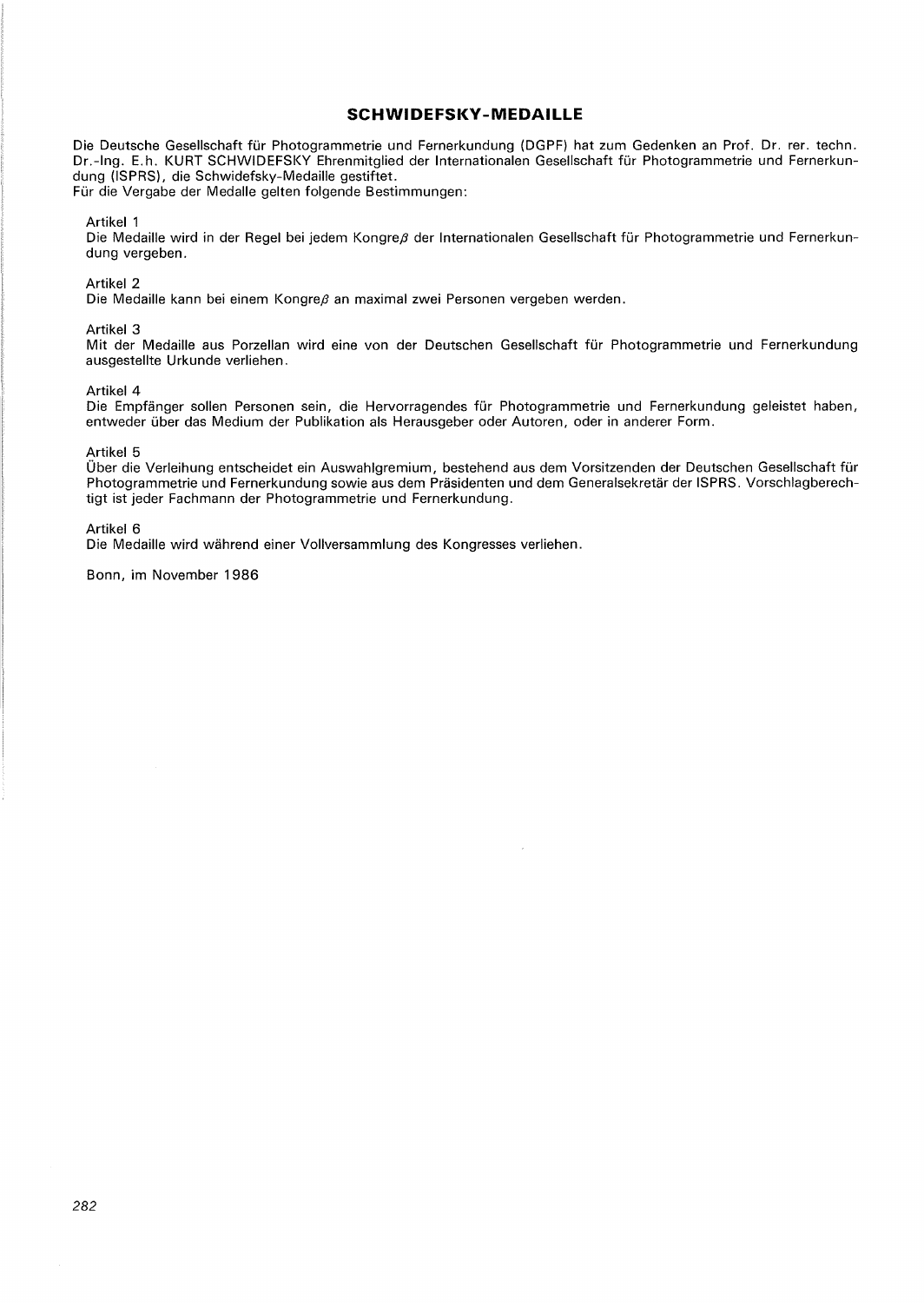## SCHWIDEFSKY-MEDAILLE

Die Deutsche Gesellschaft für Photogrammetrie und Fernerkundung (DGPF) hat zum Gedenken an Prof. Dr. rer. techn. Dr.-Ing. E.h. KURT SCHWIDEFSKY Ehrenmitglied der Internationalen Gesellschaft für Photogrammetrie und Fernerkundung (ISPRS), die Schwidefsky-Medaille gestiftet.
Für die Vergabe der Medalle gelten folgende Bestimmungen:

Artikel 1
Die Medaille wird in der Regel bei jedem Kongreß der Internationalen Gesellschaft für Photogrammetrie und Fernerkundung vergeben.

Artikel 2
Die Medaille kann bei einem Kongreß an maximal zwei Personen vergeben werden.

Artikel 3
Mit der Medaille aus Porzellan wird eine von der Deutschen Gesellschaft für Photogrammetrie und Fernerkundung ausgestellte Urkunde verliehen.

Artikel 4
Die Empfänger sollen Personen sein, die Hervorragendes für Photogrammetrie und Fernerkundung geleistet haben, entweder über das Medium der Publikation als Herausgeber oder Autoren, oder in anderer Form.

Artikel 5
Über die Verleihung entscheidet ein Auswahlgremium, bestehend aus dem Vorsitzenden der Deutschen Gesellschaft für Photogrammetrie und Fernerkundung sowie aus dem Präsidenten und dem Generalsekretär der ISPRS. Vorschlagberechtigt ist jeder Fachmann der Photogrammetrie und Fernerkundung.

Artikel 6
Die Medaille wird während einer Vollversammlung des Kongresses verliehen.

Bonn, im November 1986